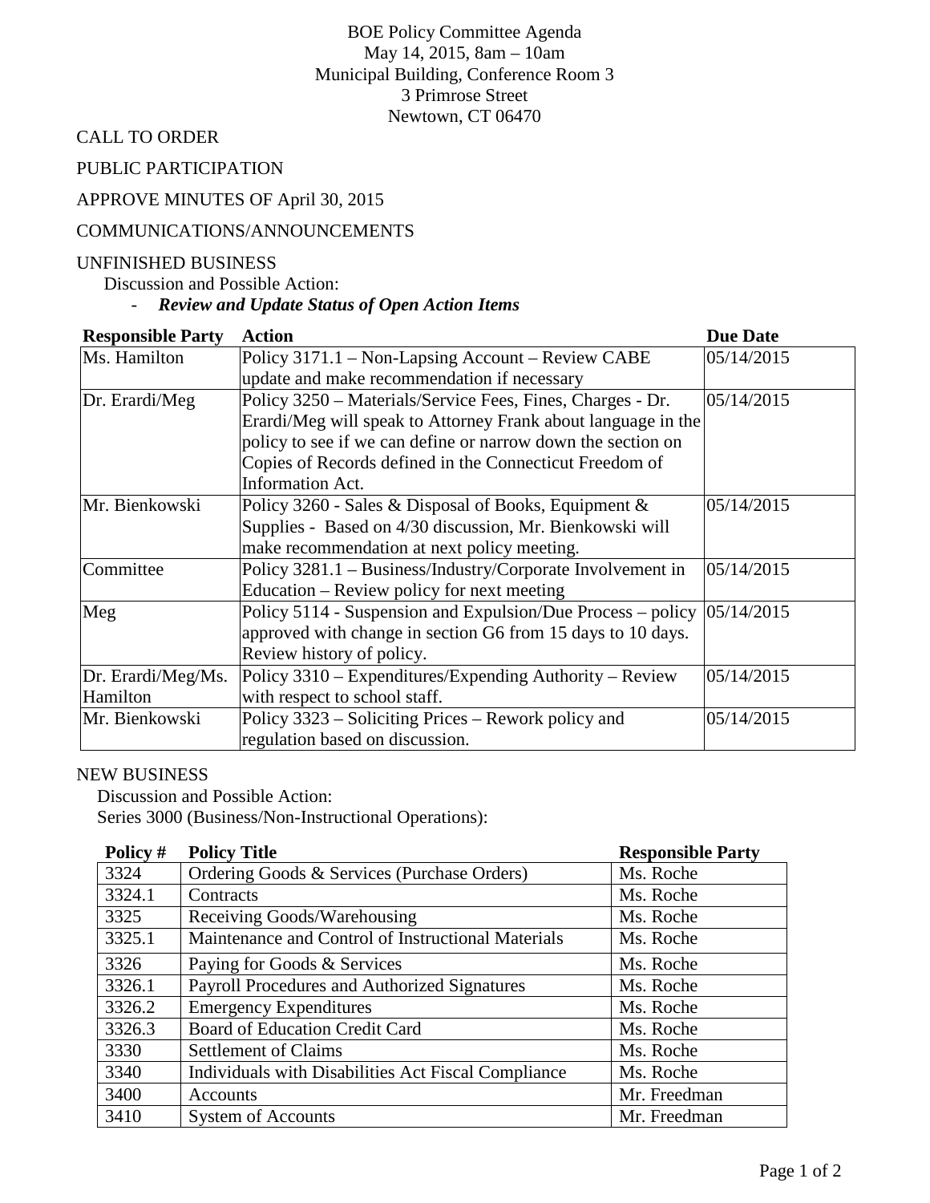BOE Policy Committee Agenda
May 14, 2015, 8am – 10am
Municipal Building, Conference Room 3
3 Primrose Street
Newtown, CT 06470

CALL TO ORDER

PUBLIC PARTICIPATION

APPROVE MINUTES OF April 30, 2015

COMMUNICATIONS/ANNOUNCEMENTS

UNFINISHED BUSINESS

Discussion and Possible Action:

- ***Review and Update Status of Open Action Items***

| Responsible Party | Action | Due Date |
|---|---|---|
| Ms. Hamilton | Policy 3171.1 – Non-Lapsing Account – Review CABE update and make recommendation if necessary | 05/14/2015 |
| Dr. Erardi/Meg | Policy 3250 – Materials/Service Fees, Fines, Charges - Dr. Erardi/Meg will speak to Attorney Frank about language in the policy to see if we can define or narrow down the section on Copies of Records defined in the Connecticut Freedom of Information Act. | 05/14/2015 |
| Mr. Bienkowski | Policy 3260 - Sales & Disposal of Books, Equipment & Supplies - Based on 4/30 discussion, Mr. Bienkowski will make recommendation at next policy meeting. | 05/14/2015 |
| Committee | Policy 3281.1 – Business/Industry/Corporate Involvement in Education – Review policy for next meeting | 05/14/2015 |
| Meg | Policy 5114 - Suspension and Expulsion/Due Process – policy approved with change in section G6 from 15 days to 10 days. Review history of policy. | 05/14/2015 |
| Dr. Erardi/Meg/Ms. Hamilton | Policy 3310 – Expenditures/Expending Authority – Review with respect to school staff. | 05/14/2015 |
| Mr. Bienkowski | Policy 3323 – Soliciting Prices – Rework policy and regulation based on discussion. | 05/14/2015 |

NEW BUSINESS

Discussion and Possible Action:

Series 3000 (Business/Non-Instructional Operations):

| Policy # | Policy Title | Responsible Party |
|---|---|---|
| 3324 | Ordering Goods & Services (Purchase Orders) | Ms. Roche |
| 3324.1 | Contracts | Ms. Roche |
| 3325 | Receiving Goods/Warehousing | Ms. Roche |
| 3325.1 | Maintenance and Control of Instructional Materials | Ms. Roche |
| 3326 | Paying for Goods & Services | Ms. Roche |
| 3326.1 | Payroll Procedures and Authorized Signatures | Ms. Roche |
| 3326.2 | Emergency Expenditures | Ms. Roche |
| 3326.3 | Board of Education Credit Card | Ms. Roche |
| 3330 | Settlement of Claims | Ms. Roche |
| 3340 | Individuals with Disabilities Act Fiscal Compliance | Ms. Roche |
| 3400 | Accounts | Mr. Freedman |
| 3410 | System of Accounts | Mr. Freedman |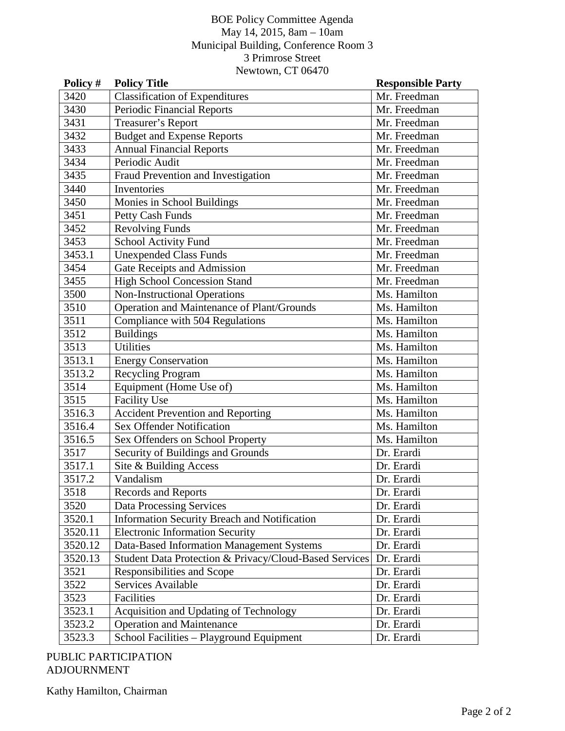BOE Policy Committee Agenda
May 14, 2015, 8am – 10am
Municipal Building, Conference Room 3
3 Primrose Street
Newtown, CT 06470

| Policy # | Policy Title | Responsible Party |
| --- | --- | --- |
| 3420 | Classification of Expenditures | Mr. Freedman |
| 3430 | Periodic Financial Reports | Mr. Freedman |
| 3431 | Treasurer's Report | Mr. Freedman |
| 3432 | Budget and Expense Reports | Mr. Freedman |
| 3433 | Annual Financial Reports | Mr. Freedman |
| 3434 | Periodic Audit | Mr. Freedman |
| 3435 | Fraud Prevention and Investigation | Mr. Freedman |
| 3440 | Inventories | Mr. Freedman |
| 3450 | Monies in School Buildings | Mr. Freedman |
| 3451 | Petty Cash Funds | Mr. Freedman |
| 3452 | Revolving Funds | Mr. Freedman |
| 3453 | School Activity Fund | Mr. Freedman |
| 3453.1 | Unexpended Class Funds | Mr. Freedman |
| 3454 | Gate Receipts and Admission | Mr. Freedman |
| 3455 | High School Concession Stand | Mr. Freedman |
| 3500 | Non-Instructional Operations | Ms. Hamilton |
| 3510 | Operation and Maintenance of Plant/Grounds | Ms. Hamilton |
| 3511 | Compliance with 504 Regulations | Ms. Hamilton |
| 3512 | Buildings | Ms. Hamilton |
| 3513 | Utilities | Ms. Hamilton |
| 3513.1 | Energy Conservation | Ms. Hamilton |
| 3513.2 | Recycling Program | Ms. Hamilton |
| 3514 | Equipment (Home Use of) | Ms. Hamilton |
| 3515 | Facility Use | Ms. Hamilton |
| 3516.3 | Accident Prevention and Reporting | Ms. Hamilton |
| 3516.4 | Sex Offender Notification | Ms. Hamilton |
| 3516.5 | Sex Offenders on School Property | Ms. Hamilton |
| 3517 | Security of Buildings and Grounds | Dr. Erardi |
| 3517.1 | Site & Building Access | Dr. Erardi |
| 3517.2 | Vandalism | Dr. Erardi |
| 3518 | Records and Reports | Dr. Erardi |
| 3520 | Data Processing Services | Dr. Erardi |
| 3520.1 | Information Security Breach and Notification | Dr. Erardi |
| 3520.11 | Electronic Information Security | Dr. Erardi |
| 3520.12 | Data-Based Information Management Systems | Dr. Erardi |
| 3520.13 | Student Data Protection & Privacy/Cloud-Based Services | Dr. Erardi |
| 3521 | Responsibilities and Scope | Dr. Erardi |
| 3522 | Services Available | Dr. Erardi |
| 3523 | Facilities | Dr. Erardi |
| 3523.1 | Acquisition and Updating of Technology | Dr. Erardi |
| 3523.2 | Operation and Maintenance | Dr. Erardi |
| 3523.3 | School Facilities – Playground Equipment | Dr. Erardi |

PUBLIC PARTICIPATION
ADJOURNMENT

Kathy Hamilton, Chairman